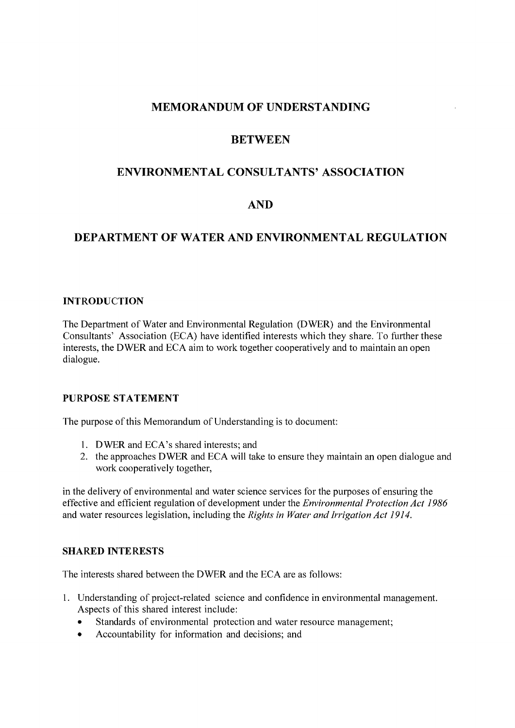# MEMORANDUM OF UNDERSTANDING

# BETWEEN

# ENVIRONMENTAL CONSULTANTS' ASSOCIATION

# AND

# DEPARTMENT OF WATER AND ENVIRONMENTAL REGULATION

## INTRODUCTION

The Department of Water and Environmental Regulation (DWER) and the Environmental Consultants' Association (ECA) have identified interests which they share. To further these interests, the DWER and ECA aim to work together cooperatively and to maintain an open dialogue.

## PURPOSE STATEMENT

The purpose of this Memorandum of Understanding is to document:

1. DWER and ECA's shared interests; and
2. the approaches DWER and ECA will take to ensure they maintain an open dialogue and work cooperatively together,

in the delivery of environmental and water science services for the purposes of ensuring the effective and efficient regulation of development under the *Environmental Protection Act 1986* and water resources legislation, including the *Rights in Water and Irrigation Act 1914*.

## SHARED INTERESTS

The interests shared between the DWER and the ECA are as follows:

1. Understanding of project-related science and confidence in environmental management. Aspects of this shared interest include:
   - Standards of environmental protection and water resource management;
   - Accountability for information and decisions; and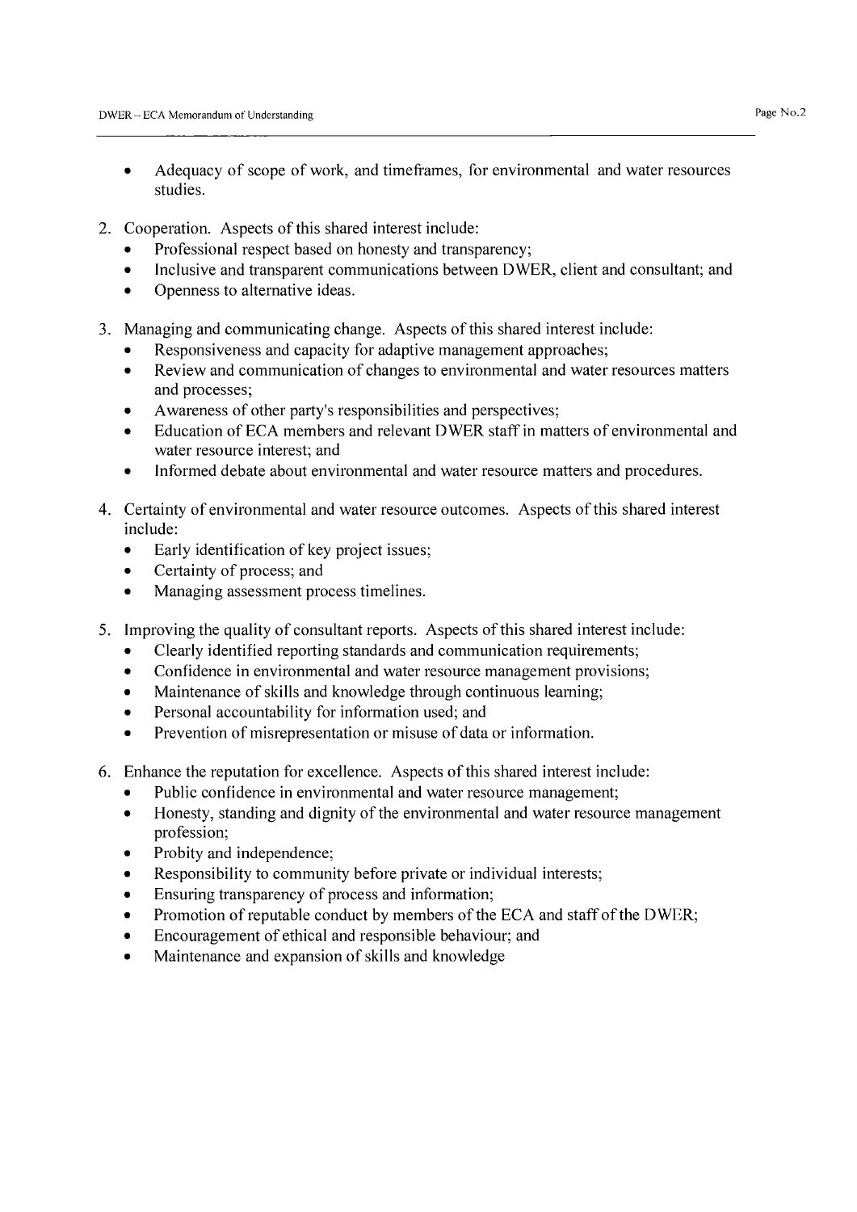- Adequacy of scope of work, and timeframes, for environmental and water resources studies.

2. Cooperation. Aspects of this shared interest include:
   - Professional respect based on honesty and transparency;
   - Inclusive and transparent communications between DWER, client and consultant; and
   - Openness to alternative ideas.

3. Managing and communicating change. Aspects of this shared interest include:
   - Responsiveness and capacity for adaptive management approaches;
   - Review and communication of changes to environmental and water resources matters and processes;
   - Awareness of other party's responsibilities and perspectives;
   - Education of ECA members and relevant DWER staff in matters of environmental and water resource interest; and
   - Informed debate about environmental and water resource matters and procedures.

4. Certainty of environmental and water resource outcomes. Aspects of this shared interest include:
   - Early identification of key project issues;
   - Certainty of process; and
   - Managing assessment process timelines.

5. Improving the quality of consultant reports. Aspects of this shared interest include:
   - Clearly identified reporting standards and communication requirements;
   - Confidence in environmental and water resource management provisions;
   - Maintenance of skills and knowledge through continuous learning;
   - Personal accountability for information used; and
   - Prevention of misrepresentation or misuse of data or information.

6. Enhance the reputation for excellence. Aspects of this shared interest include:
   - Public confidence in environmental and water resource management;
   - Honesty, standing and dignity of the environmental and water resource management profession;
   - Probity and independence;
   - Responsibility to community before private or individual interests;
   - Ensuring transparency of process and information;
   - Promotion of reputable conduct by members of the ECA and staff of the DWER;
   - Encouragement of ethical and responsible behaviour; and
   - Maintenance and expansion of skills and knowledge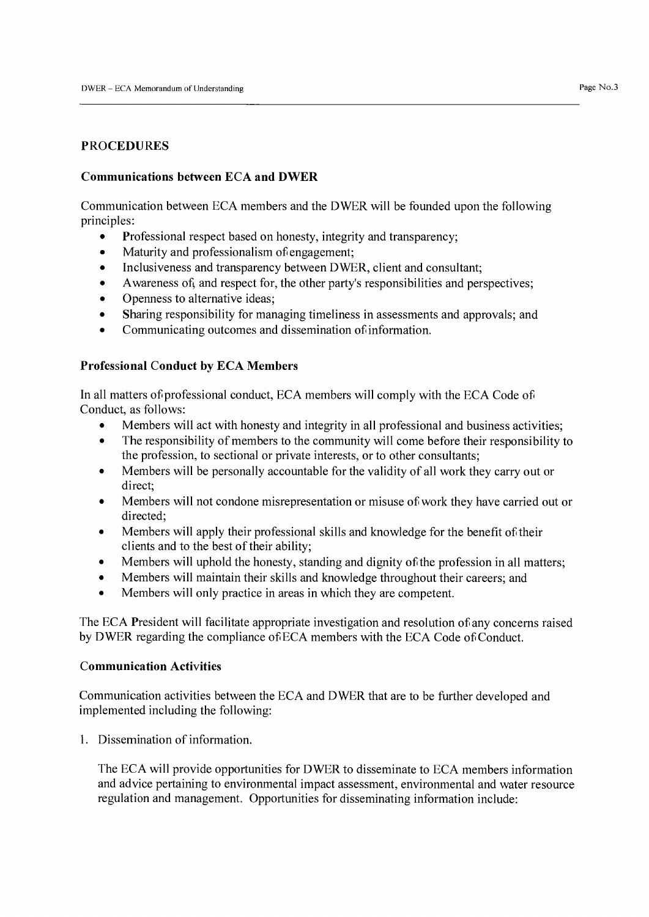## PROCEDURES

### Communications between ECA and DWER

Communication between ECA members and the DWER will be founded upon the following principles:

- Professional respect based on honesty, integrity and transparency;
- Maturity and professionalism of engagement;
- Inclusiveness and transparency between DWER, client and consultant;
- Awareness of, and respect for, the other party's responsibilities and perspectives;
- Openness to alternative ideas;
- Sharing responsibility for managing timeliness in assessments and approvals; and
- Communicating outcomes and dissemination of information.

### Professional Conduct by ECA Members

In all matters of professional conduct, ECA members will comply with the ECA Code of Conduct, as follows:

- Members will act with honesty and integrity in all professional and business activities;
- The responsibility of members to the community will come before their responsibility to the profession, to sectional or private interests, or to other consultants;
- Members will be personally accountable for the validity of all work they carry out or direct;
- Members will not condone misrepresentation or misuse of work they have carried out or directed;
- Members will apply their professional skills and knowledge for the benefit of their clients and to the best of their ability;
- Members will uphold the honesty, standing and dignity of the profession in all matters;
- Members will maintain their skills and knowledge throughout their careers; and
- Members will only practice in areas in which they are competent.

The ECA President will facilitate appropriate investigation and resolution of any concerns raised by DWER regarding the compliance of ECA members with the ECA Code of Conduct.

### Communication Activities

Communication activities between the ECA and DWER that are to be further developed and implemented including the following:

1. Dissemination of information.

   The ECA will provide opportunities for DWER to disseminate to ECA members information and advice pertaining to environmental impact assessment, environmental and water resource regulation and management. Opportunities for disseminating information include: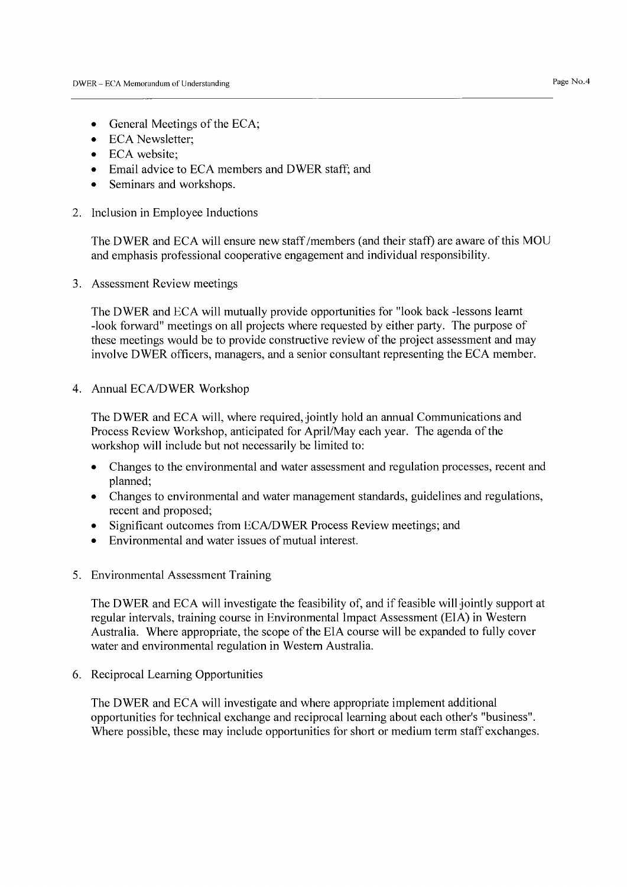- General Meetings of the ECA;
- ECA Newsletter;
- ECA website;
- Email advice to ECA members and DWER staff; and
- Seminars and workshops.

2. Inclusion in Employee Inductions

   The DWER and ECA will ensure new staff /members (and their staff) are aware of this MOU and emphasis professional cooperative engagement and individual responsibility.

3. Assessment Review meetings

   The DWER and ECA will mutually provide opportunities for "look back -lessons learnt -look forward" meetings on all projects where requested by either party. The purpose of these meetings would be to provide constructive review of the project assessment and may involve DWER officers, managers, and a senior consultant representing the ECA member.

4. Annual ECA/DWER Workshop

   The DWER and ECA will, where required, jointly hold an annual Communications and Process Review Workshop, anticipated for April/May each year. The agenda of the workshop will include but not necessarily be limited to:

   - Changes to the environmental and water assessment and regulation processes, recent and planned;
   - Changes to environmental and water management standards, guidelines and regulations, recent and proposed;
   - Significant outcomes from ECA/DWER Process Review meetings; and
   - Environmental and water issues of mutual interest.

5. Environmental Assessment Training

   The DWER and ECA will investigate the feasibility of, and if feasible will jointly support at regular intervals, training course in Environmental Impact Assessment (EIA) in Western Australia. Where appropriate, the scope of the EIA course will be expanded to fully cover water and environmental regulation in Western Australia.

6. Reciprocal Learning Opportunities

   The DWER and ECA will investigate and where appropriate implement additional opportunities for technical exchange and reciprocal learning about each other's "business". Where possible, these may include opportunities for short or medium term staff exchanges.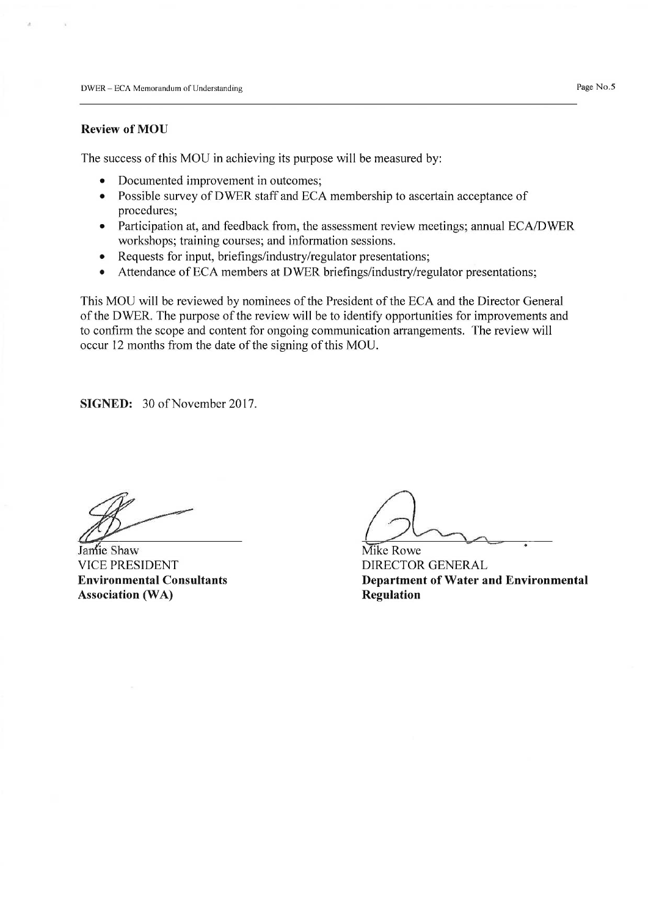**Review of MOU**

The success of this MOU in achieving its purpose will be measured by:

- Documented improvement in outcomes;
- Possible survey of DWER staff and ECA membership to ascertain acceptance of procedures;
- Participation at, and feedback from, the assessment review meetings; annual ECA/DWER workshops; training courses; and information sessions.
- Requests for input, briefings/industry/regulator presentations;
- Attendance of ECA members at DWER briefings/industry/regulator presentations;

This MOU will be reviewed by nominees of the President of the ECA and the Director General of the DWER. The purpose of the review will be to identify opportunities for improvements and to confirm the scope and content for ongoing communication arrangements. The review will occur 12 months from the date of the signing of this MOU.

**SIGNED:** 30 of November 2017.

Jamie Shaw
VICE PRESIDENT
**Environmental Consultants Association (WA)**

Mike Rowe
DIRECTOR GENERAL
**Department of Water and Environmental Regulation**